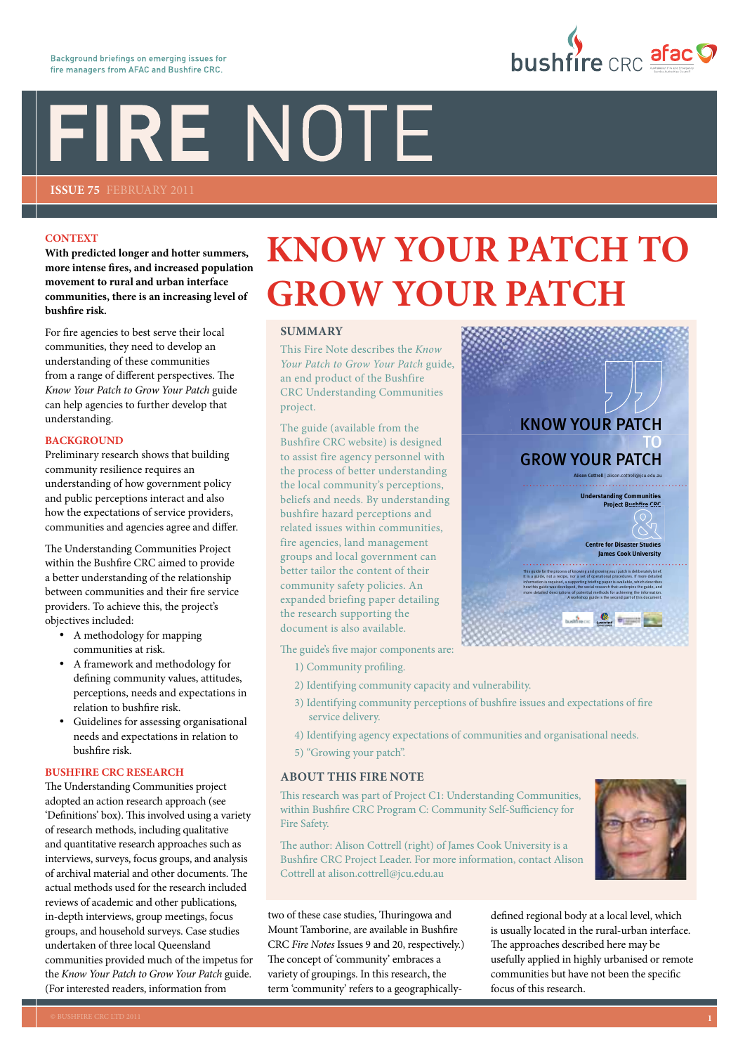Background briefings on emerging issues for fire managers from AFAC and Bushfire CRC.

# FIRE NOTE

**ISSUE 75** FEBRUARY 2011

# KNOW YOUR PATCH TO GROW YOUR PATCH

## SUMMARY

This Fire Note describes the *Know Your Patch to Grow Your Patch* guide, an end product of the Bushfire CRC Understanding Communities project.

The guide (available from the Bushfire CRC website) is designed to assist fire agency personnel with the process of better understanding the local community's perceptions, beliefs and needs. By understanding bushfire hazard perceptions and related issues within communities, fire agencies, land management groups and local government can better tailor the content of their community safety policies. An expanded briefing paper detailing the research supporting the document is also available.

The guide's five major components are:

1) Community profiling.
2) Identifying community capacity and vulnerability.
3) Identifying community perceptions of bushfire issues and expectations of fire service delivery.
4) Identifying agency expectations of communities and organisational needs.
5) "Growing your patch".

## ABOUT THIS FIRE NOTE

This research was part of Project C1: Understanding Communities, within Bushfire CRC Program C: Community Self-Sufficiency for Fire Safety.

The author: Alison Cottrell (right) of James Cook University is a Bushfire CRC Project Leader. For more information, contact Alison Cottrell at alison.cottrell@jcu.edu.au

## CONTEXT

**With predicted longer and hotter summers, more intense fires, and increased population movement to rural and urban interface communities, there is an increasing level of bushfire risk.**

For fire agencies to best serve their local communities, they need to develop an understanding of these communities from a range of different perspectives. The *Know Your Patch to Grow Your Patch* guide can help agencies to further develop that understanding.

## BACKGROUND

Preliminary research shows that building community resilience requires an understanding of how government policy and public perceptions interact and also how the expectations of service providers, communities and agencies agree and differ.

The Understanding Communities Project within the Bushfire CRC aimed to provide a better understanding of the relationship between communities and their fire service providers. To achieve this, the project's objectives included:

- A methodology for mapping communities at risk.
- A framework and methodology for defining community values, attitudes, perceptions, needs and expectations in relation to bushfire risk.
- Guidelines for assessing organisational needs and expectations in relation to bushfire risk.

## BUSHFIRE CRC RESEARCH

The Understanding Communities project adopted an action research approach (see 'Definitions' box). This involved using a variety of research methods, including qualitative and quantitative research approaches such as interviews, surveys, focus groups, and analysis of archival material and other documents. The actual methods used for the research included reviews of academic and other publications, in-depth interviews, group meetings, focus groups, and household surveys. Case studies undertaken of three local Queensland communities provided much of the impetus for the *Know Your Patch to Grow Your Patch* guide. (For interested readers, information from two of these case studies, Thuringowa and Mount Tamborine, are available in Bushfire CRC *Fire Notes* Issues 9 and 20, respectively.) The concept of 'community' embraces a variety of groupings. In this research, the term 'community' refers to a geographically-defined regional body at a local level, which is usually located in the rural-urban interface. The approaches described here may be usefully applied in highly urbanised or remote communities but have not been the specific focus of this research.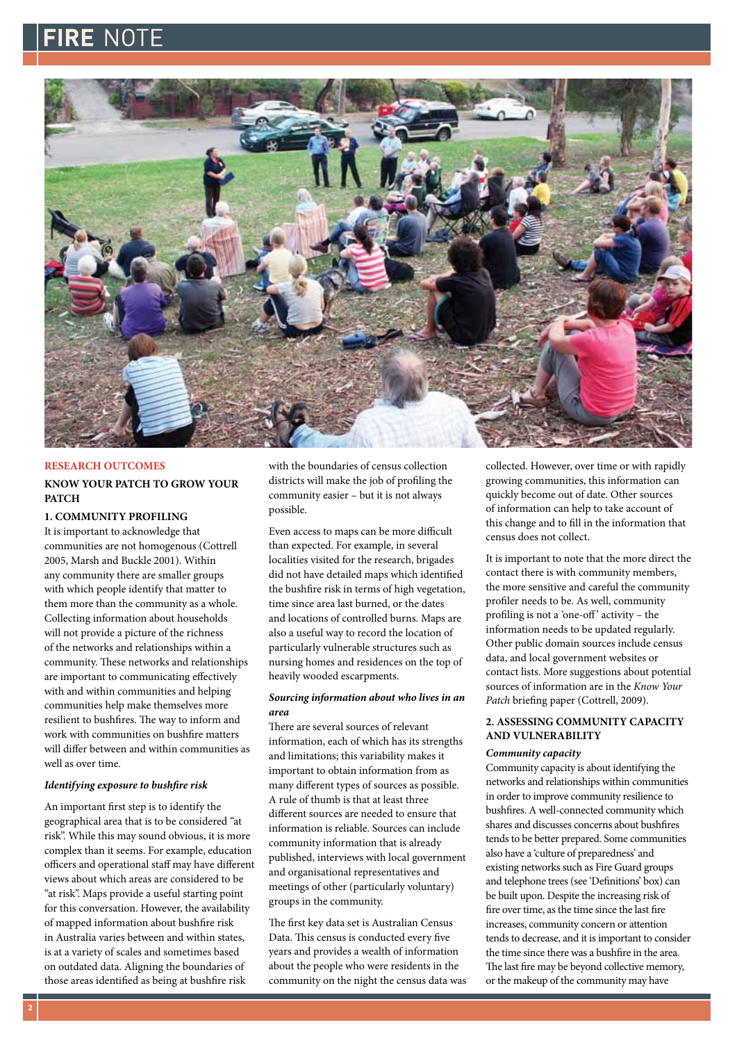## RESEARCH OUTCOMES

### KNOW YOUR PATCH TO GROW YOUR PATCH

#### 1. COMMUNITY PROFILING

It is important to acknowledge that communities are not homogenous (Cottrell 2005, Marsh and Buckle 2001). Within any community there are smaller groups with which people identify that matter to them more than the community as a whole. Collecting information about households will not provide a picture of the richness of the networks and relationships within a community. These networks and relationships are important to communicating effectively with and within communities and helping communities help make themselves more resilient to bushfires. The way to inform and work with communities on bushfire matters will differ between and within communities as well as over time.

***Identifying exposure to bushfire risk***

An important first step is to identify the geographical area that is to be considered "at risk". While this may sound obvious, it is more complex than it seems. For example, education officers and operational staff may have different views about which areas are considered to be "at risk". Maps provide a useful starting point for this conversation. However, the availability of mapped information about bushfire risk in Australia varies between and within states, is at a variety of scales and sometimes based on outdated data. Aligning the boundaries of those areas identified as being at bushfire risk with the boundaries of census collection districts will make the job of profiling the community easier – but it is not always possible.

Even access to maps can be more difficult than expected. For example, in several localities visited for the research, brigades did not have detailed maps which identified the bushfire risk in terms of high vegetation, time since area last burned, or the dates and locations of controlled burns. Maps are also a useful way to record the location of particularly vulnerable structures such as nursing homes and residences on the top of heavily wooded escarpments.

***Sourcing information about who lives in an area***

There are several sources of relevant information, each of which has its strengths and limitations; this variability makes it important to obtain information from as many different types of sources as possible. A rule of thumb is that at least three different sources are needed to ensure that information is reliable. Sources can include community information that is already published, interviews with local government and organisational representatives and meetings of other (particularly voluntary) groups in the community.

The first key data set is Australian Census Data. This census is conducted every five years and provides a wealth of information about the people who were residents in the community on the night the census data was collected. However, over time or with rapidly growing communities, this information can quickly become out of date. Other sources of information can help to take account of this change and to fill in the information that census does not collect.

It is important to note that the more direct the contact there is with community members, the more sensitive and careful the community profiler needs to be. As well, community profiling is not a 'one-off' activity – the information needs to be updated regularly. Other public domain sources include census data, and local government websites or contact lists. More suggestions about potential sources of information are in the *Know Your Patch* briefing paper (Cottrell, 2009).

#### 2. ASSESSING COMMUNITY CAPACITY AND VULNERABILITY

***Community capacity***

Community capacity is about identifying the networks and relationships within communities in order to improve community resilience to bushfires. A well-connected community which shares and discusses concerns about bushfires tends to be better prepared. Some communities also have a 'culture of preparedness' and existing networks such as Fire Guard groups and telephone trees (see 'Definitions' box) can be built upon. Despite the increasing risk of fire over time, as the time since the last fire increases, community concern or attention tends to decrease, and it is important to consider the time since there was a bushfire in the area. The last fire may be beyond collective memory, or the makeup of the community may have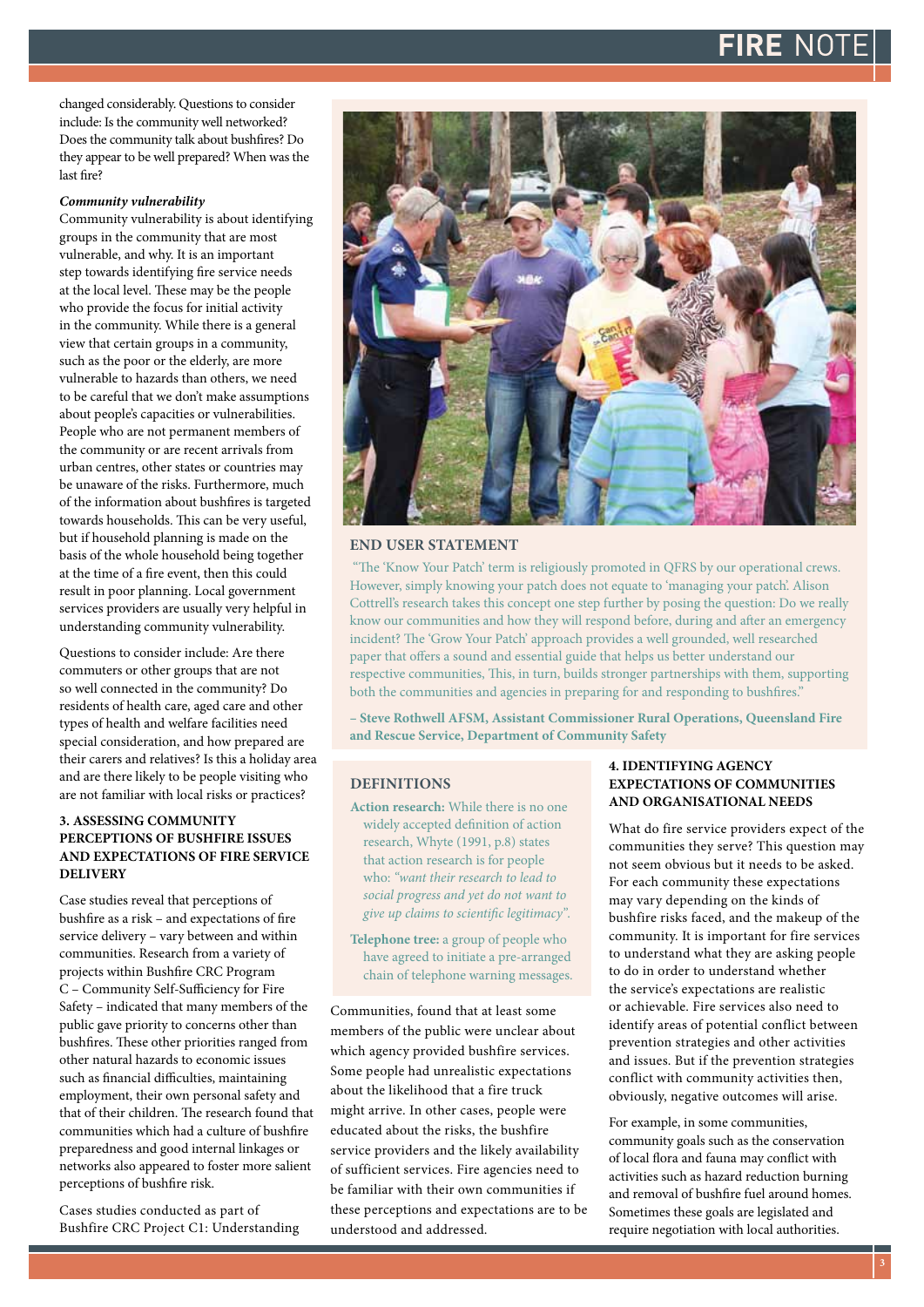changed considerably. Questions to consider include: Is the community well networked? Does the community talk about bushfires? Do they appear to be well prepared? When was the last fire?

***Community vulnerability***

Community vulnerability is about identifying groups in the community that are most vulnerable, and why. It is an important step towards identifying fire service needs at the local level. These may be the people who provide the focus for initial activity in the community. While there is a general view that certain groups in a community, such as the poor or the elderly, are more vulnerable to hazards than others, we need to be careful that we don't make assumptions about people's capacities or vulnerabilities. People who are not permanent members of the community or are recent arrivals from urban centres, other states or countries may be unaware of the risks. Furthermore, much of the information about bushfires is targeted towards households. This can be very useful, but if household planning is made on the basis of the whole household being together at the time of a fire event, then this could result in poor planning. Local government services providers are usually very helpful in understanding community vulnerability.

Questions to consider include: Are there commuters or other groups that are not so well connected in the community? Do residents of health care, aged care and other types of health and welfare facilities need special consideration, and how prepared are their carers and relatives? Is this a holiday area and are there likely to be people visiting who are not familiar with local risks or practices?

### 3. ASSESSING COMMUNITY PERCEPTIONS OF BUSHFIRE ISSUES AND EXPECTATIONS OF FIRE SERVICE DELIVERY

Case studies reveal that perceptions of bushfire as a risk – and expectations of fire service delivery – vary between and within communities. Research from a variety of projects within Bushfire CRC Program C – Community Self-Sufficiency for Fire Safety – indicated that many members of the public gave priority to concerns other than bushfires. These other priorities ranged from other natural hazards to economic issues such as financial difficulties, maintaining employment, their own personal safety and that of their children. The research found that communities which had a culture of bushfire preparedness and good internal linkages or networks also appeared to foster more salient perceptions of bushfire risk.

Cases studies conducted as part of Bushfire CRC Project C1: Understanding Communities, found that at least some members of the public were unclear about which agency provided bushfire services. Some people had unrealistic expectations about the likelihood that a fire truck might arrive. In other cases, people were educated about the risks, the bushfire service providers and the likely availability of sufficient services. Fire agencies need to be familiar with their own communities if these perceptions and expectations are to be understood and addressed.

### END USER STATEMENT

"The 'Know Your Patch' term is religiously promoted in QFRS by our operational crews. However, simply knowing your patch does not equate to 'managing your patch'. Alison Cottrell's research takes this concept one step further by posing the question: Do we really know our communities and how they will respond before, during and after an emergency incident? The 'Grow Your Patch' approach provides a well grounded, well researched paper that offers a sound and essential guide that helps us better understand our respective communities, This, in turn, builds stronger partnerships with them, supporting both the communities and agencies in preparing for and responding to bushfires."

**– Steve Rothwell AFSM, Assistant Commissioner Rural Operations, Queensland Fire and Rescue Service, Department of Community Safety**

### DEFINITIONS

**Action research:** While there is no one widely accepted definition of action research, Whyte (1991, p.8) states that action research is for people who: *"want their research to lead to social progress and yet do not want to give up claims to scientific legitimacy"*.

**Telephone tree:** a group of people who have agreed to initiate a pre-arranged chain of telephone warning messages.

### 4. IDENTIFYING AGENCY EXPECTATIONS OF COMMUNITIES AND ORGANISATIONAL NEEDS

What do fire service providers expect of the communities they serve? This question may not seem obvious but it needs to be asked. For each community these expectations may vary depending on the kinds of bushfire risks faced, and the makeup of the community. It is important for fire services to understand what they are asking people to do in order to understand whether the service's expectations are realistic or achievable. Fire services also need to identify areas of potential conflict between prevention strategies and other activities and issues. But if the prevention strategies conflict with community activities then, obviously, negative outcomes will arise.

For example, in some communities, community goals such as the conservation of local flora and fauna may conflict with activities such as hazard reduction burning and removal of bushfire fuel around homes. Sometimes these goals are legislated and require negotiation with local authorities.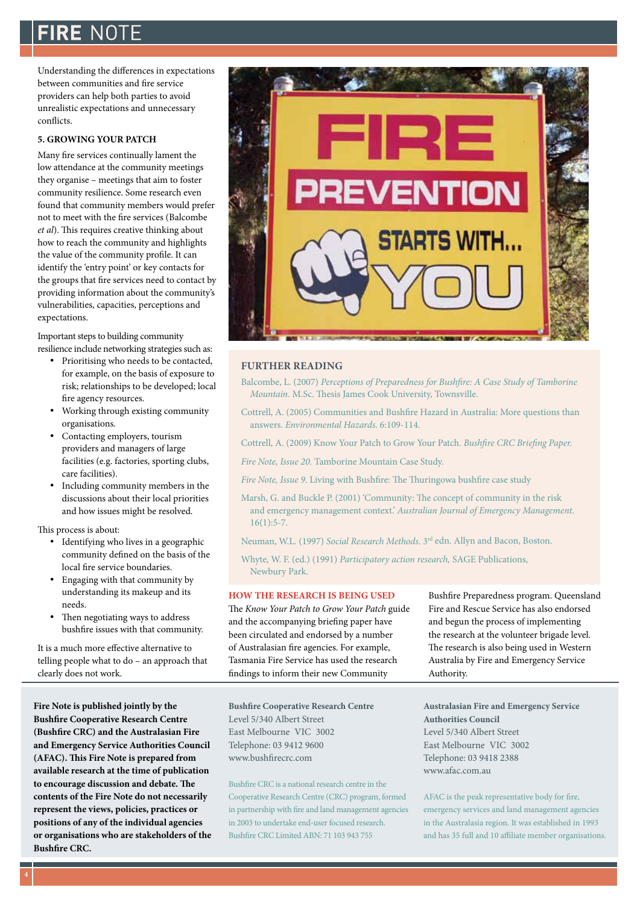Understanding the differences in expectations between communities and fire service providers can help both parties to avoid unrealistic expectations and unnecessary conflicts.

**5. GROWING YOUR PATCH**

Many fire services continually lament the low attendance at the community meetings they organise – meetings that aim to foster community resilience. Some research even found that community members would prefer not to meet with the fire services (Balcombe *et al*). This requires creative thinking about how to reach the community and highlights the value of the community profile. It can identify the 'entry point' or key contacts for the groups that fire services need to contact by providing information about the community's vulnerabilities, capacities, perceptions and expectations.

Important steps to building community resilience include networking strategies such as:

- Prioritising who needs to be contacted, for example, on the basis of exposure to risk; relationships to be developed; local fire agency resources.
- Working through existing community organisations.
- Contacting employers, tourism providers and managers of large facilities (e.g. factories, sporting clubs, care facilities).
- Including community members in the discussions about their local priorities and how issues might be resolved.

This process is about:

- Identifying who lives in a geographic community defined on the basis of the local fire service boundaries.
- Engaging with that community by understanding its makeup and its needs.
- Then negotiating ways to address bushfire issues with that community.

It is a much more effective alternative to telling people what to do – an approach that clearly does not work.

## FURTHER READING

Balcombe, L. (2007) *Perceptions of Preparedness for Bushfire: A Case Study of Tamborine Mountain.* M.Sc. Thesis James Cook University, Townsville.

Cottrell, A. (2005) Communities and Bushfire Hazard in Australia: More questions than answers. *Environmental Hazards.* 6:109-114.

Cottrell, A. (2009) Know Your Patch to Grow Your Patch. *Bushfire CRC Briefing Paper.*

*Fire Note, Issue 20.* Tamborine Mountain Case Study.

*Fire Note, Issue 9.* Living with Bushfire: The Thuringowa bushfire case study

Marsh, G. and Buckle P. (2001) 'Community: The concept of community in the risk and emergency management context.' *Australian Journal of Emergency Management.* 16(1):5-7.

Neuman, W.L. (1997) *Social Research Methods.* 3rd edn. Allyn and Bacon, Boston.

Whyte, W. F. (ed.) (1991) *Participatory action research,* SAGE Publications, Newbury Park.

## HOW THE RESEARCH IS BEING USED

The *Know Your Patch to Grow Your Patch* guide and the accompanying briefing paper have been circulated and endorsed by a number of Australasian fire agencies. For example, Tasmania Fire Service has used the research findings to inform their new Community Bushfire Preparedness program. Queensland Fire and Rescue Service has also endorsed and begun the process of implementing the research at the volunteer brigade level. The research is also being used in Western Australia by Fire and Emergency Service Authority.

---

**Fire Note is published jointly by the Bushfire Cooperative Research Centre (Bushfire CRC) and the Australasian Fire and Emergency Service Authorities Council (AFAC). This Fire Note is prepared from available research at the time of publication to encourage discussion and debate. The contents of the Fire Note do not necessarily represent the views, policies, practices or positions of any of the individual agencies or organisations who are stakeholders of the Bushfire CRC.**

**Bushfire Cooperative Research Centre**
Level 5/340 Albert Street
East Melbourne VIC 3002
Telephone: 03 9412 9600
www.bushfirecrc.com

Bushfire CRC is a national research centre in the Cooperative Research Centre (CRC) program, formed in partnership with fire and land management agencies in 2003 to undertake end-user focused research. Bushfire CRC Limited ABN: 71 103 943 755

**Australasian Fire and Emergency Service Authorities Council**
Level 5/340 Albert Street
East Melbourne VIC 3002
Telephone: 03 9418 2388
www.afac.com.au

AFAC is the peak representative body for fire, emergency services and land management agencies in the Australasia region. It was established in 1993 and has 35 full and 10 affiliate member organisations.